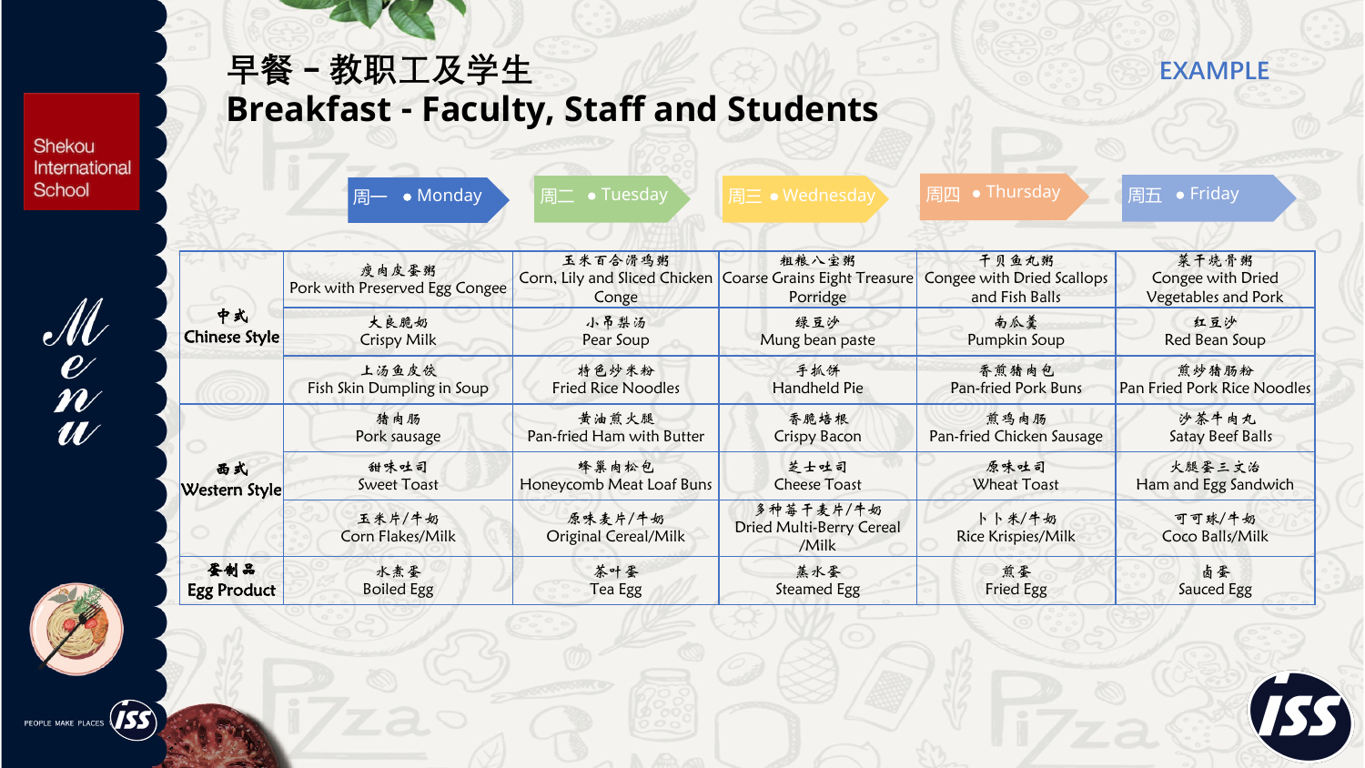# 早餐－教职工及学生
# Breakfast - Faculty, Staff and Students

EXAMPLE

Shekou International School

Menu

| | 周一 • Monday | 周二 • Tuesday | 周三 • Wednesday | 周四 • Thursday | 周五 • Friday |
|---|---|---|---|---|---|
| 中式 Chinese Style | 瘦肉皮蛋粥 Pork with Preserved Egg Congee | 玉米百合滑鸡粥 Corn, Lily and Sliced Chicken Congee | 粗粮八宝粥 Coarse Grains Eight Treasure Porridge | 干贝鱼丸粥 Congee with Dried Scallops and Fish Balls | 菜干烧骨粥 Congee with Dried Vegetables and Pork |
| | 大良脆奶 Crispy Milk | 小吊梨汤 Pear Soup | 绿豆沙 Mung bean paste | 南瓜羹 Pumpkin Soup | 红豆沙 Red Bean Soup |
| | 上汤鱼皮饺 Fish Skin Dumpling in Soup | 特色炒米粉 Fried Rice Noodles | 手抓饼 Handheld Pie | 香煎猪肉包 Pan-fried Pork Buns | 煎炒猪肠粉 Pan Fried Pork Rice Noodles |
| 西式 Western Style | 猪肉肠 Pork sausage | 黄油煎火腿 Pan-fried Ham with Butter | 香脆培根 Crispy Bacon | 煎鸡肉肠 Pan-fried Chicken Sausage | 沙茶牛肉丸 Satay Beef Balls |
| | 甜味吐司 Sweet Toast | 蜂巢肉松包 Honeycomb Meat Loaf Buns | 芝士吐司 Cheese Toast | 原味吐司 Wheat Toast | 火腿蛋三文治 Ham and Egg Sandwich |
| | 玉米片/牛奶 Corn Flakes/Milk | 原味麦片/牛奶 Original Cereal/Milk | 多种莓干麦片/牛奶 Dried Multi-Berry Cereal /Milk | 卜卜米/牛奶 Rice Krispies/Milk | 可可球/牛奶 Coco Balls/Milk |
| 蛋制品 Egg Product | 水煮蛋 Boiled Egg | 茶叶蛋 Tea Egg | 蒸水蛋 Steamed Egg | 煎蛋 Fried Egg | 卤蛋 Sauced Egg |

PEOPLE MAKE PLACES ISS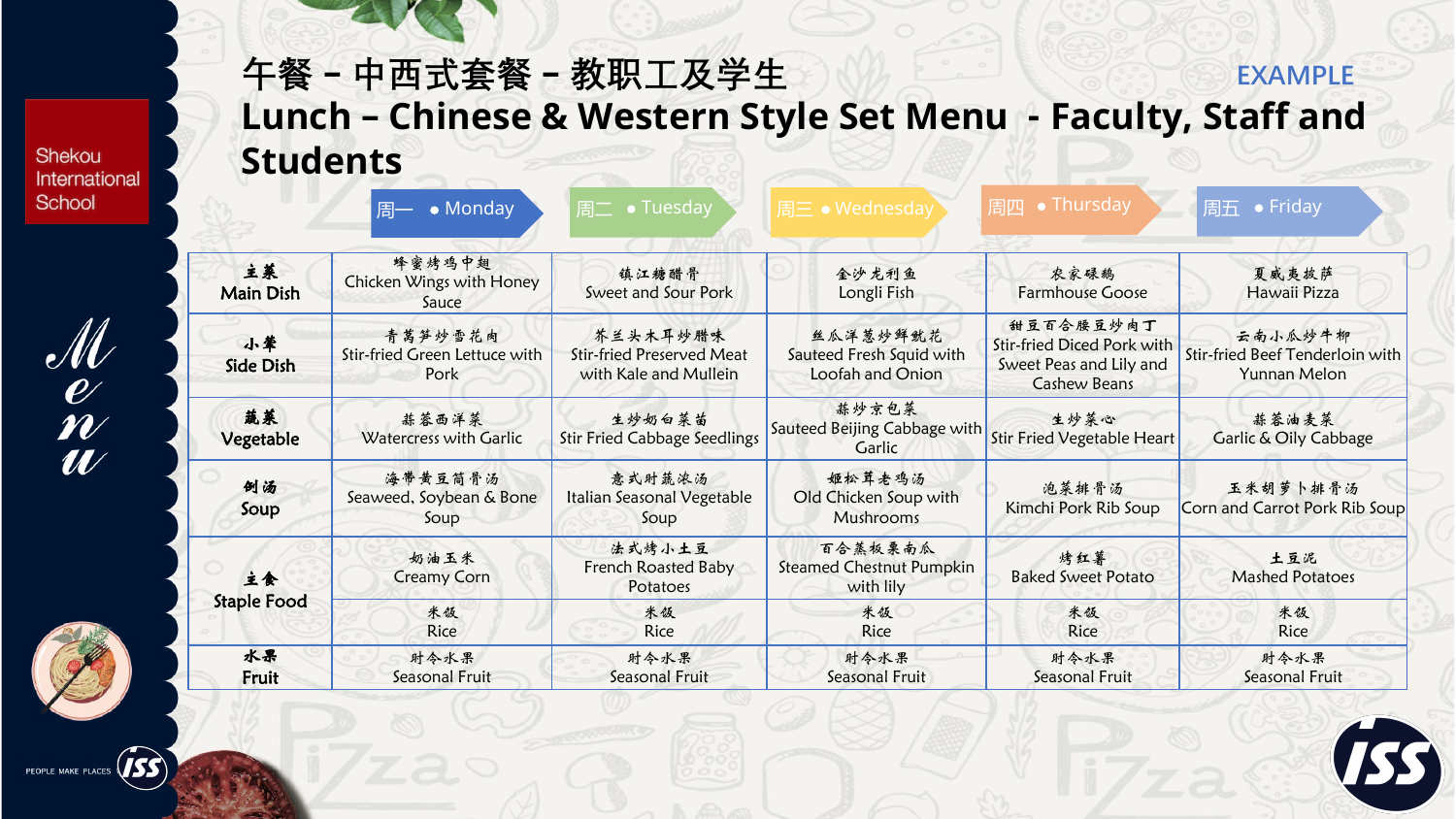# 午餐 – 中西式套餐 – 教职工及学生

# Lunch – Chinese & Western Style Set Menu - Faculty, Staff and Students

EXAMPLE

Shekou International School

| | 周一 • Monday | 周二 • Tuesday | 周三 • Wednesday | 周四 • Thursday | 周五 • Friday |
|---|---|---|---|---|---|
| 主菜 Main Dish | 蜂蜜烤鸡中翅 Chicken Wings with Honey Sauce | 镇江糖醋骨 Sweet and Sour Pork | 金沙龙利鱼 Longli Fish | 农家碌鹅 Farmhouse Goose | 夏威夷披萨 Hawaii Pizza |
| 小荤 Side Dish | 青莴笋炒雪花肉 Stir-fried Green Lettuce with Pork | 芥兰头木耳炒腊味 Stir-fried Preserved Meat with Kale and Mullein | 丝瓜洋葱炒鲜鱿花 Sauteed Fresh Squid with Loofah and Onion | 甜豆百合腰豆炒肉丁 Stir-fried Diced Pork with Sweet Peas and Lily and Cashew Beans | 云南小瓜炒牛柳 Stir-fried Beef Tenderloin with Yunnan Melon |
| 蔬菜 Vegetable | 蒜蓉西洋菜 Watercress with Garlic | 生炒奶白菜苗 Stir Fried Cabbage Seedlings | 蒜炒京包菜 Sauteed Beijing Cabbage with Garlic | 生炒菜心 Stir Fried Vegetable Heart | 蒜蓉油麦菜 Garlic & Oily Cabbage |
| 例汤 Soup | 海带黄豆筒骨汤 Seaweed, Soybean & Bone Soup | 意式时蔬浓汤 Italian Seasonal Vegetable Soup | 姬松茸老鸡汤 Old Chicken Soup with Mushrooms | 泡菜排骨汤 Kimchi Pork Rib Soup | 玉米胡萝卜排骨汤 Corn and Carrot Pork Rib Soup |
| 主食 Staple Food | 奶油玉米 Creamy Corn | 法式烤小土豆 French Roasted Baby Potatoes | 百合蒸板栗南瓜 Steamed Chestnut Pumpkin with lily | 烤红薯 Baked Sweet Potato | 土豆泥 Mashed Potatoes |
| | 米饭 Rice | 米饭 Rice | 米饭 Rice | 米饭 Rice | 米饭 Rice |
| 水果 Fruit | 时令水果 Seasonal Fruit | 时令水果 Seasonal Fruit | 时令水果 Seasonal Fruit | 时令水果 Seasonal Fruit | 时令水果 Seasonal Fruit |

Menu

PEOPLE MAKE PLACES ISS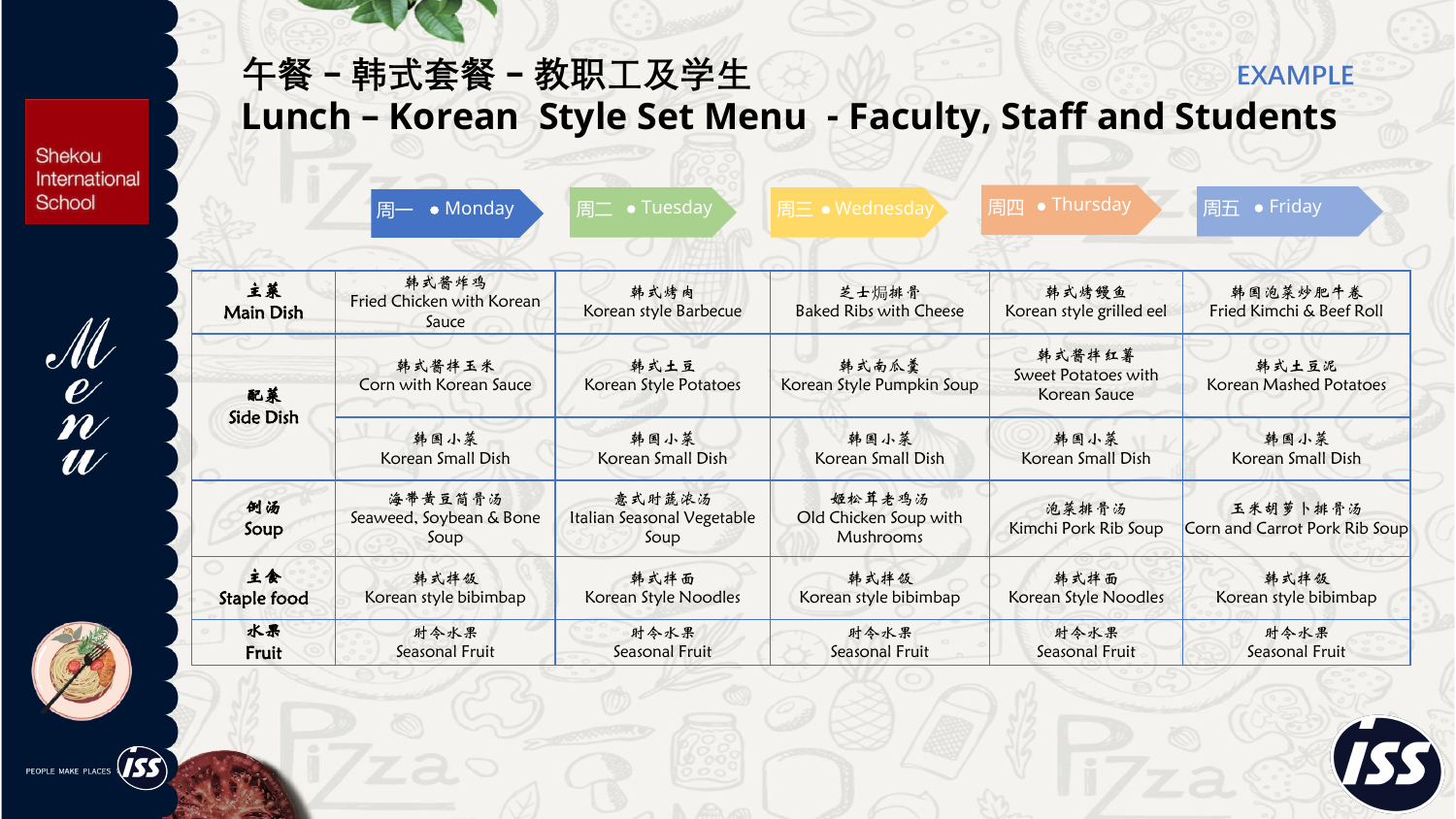# 午餐 – 韩式套餐 – 教职工及学生

# Lunch – Korean Style Set Menu - Faculty, Staff and Students

EXAMPLE

Shekou International School

Menu

| | 周一 • Monday | 周二 • Tuesday | 周三 • Wednesday | 周四 • Thursday | 周五 • Friday |
|---|---|---|---|---|---|
| 主菜 Main Dish | 韩式酱炸鸡 Fried Chicken with Korean Sauce | 韩式烤肉 Korean style Barbecue | 芝士焗排骨 Baked Ribs with Cheese | 韩式烤鳗鱼 Korean style grilled eel | 韩国泡菜炒肥牛卷 Fried Kimchi & Beef Roll |
| 配菜 Side Dish | 韩式酱拌玉米 Corn with Korean Sauce | 韩式土豆 Korean Style Potatoes | 韩式南瓜羹 Korean Style Pumpkin Soup | 韩式酱拌红薯 Sweet Potatoes with Korean Sauce | 韩式土豆泥 Korean Mashed Potatoes |
| | 韩国小菜 Korean Small Dish | 韩国小菜 Korean Small Dish | 韩国小菜 Korean Small Dish | 韩国小菜 Korean Small Dish | 韩国小菜 Korean Small Dish |
| 例汤 Soup | 海带黄豆筒骨汤 Seaweed, Soybean & Bone Soup | 意式时蔬浓汤 Italian Seasonal Vegetable Soup | 姬松茸老鸡汤 Old Chicken Soup with Mushrooms | 泡菜排骨汤 Kimchi Pork Rib Soup | 玉米胡萝卜排骨汤 Corn and Carrot Pork Rib Soup |
| 主食 Staple food | 韩式拌饭 Korean style bibimbap | 韩式拌面 Korean Style Noodles | 韩式拌饭 Korean style bibimbap | 韩式拌面 Korean Style Noodles | 韩式拌饭 Korean style bibimbap |
| 水果 Fruit | 时令水果 Seasonal Fruit | 时令水果 Seasonal Fruit | 时令水果 Seasonal Fruit | 时令水果 Seasonal Fruit | 时令水果 Seasonal Fruit |

PEOPLE MAKE PLACES ISS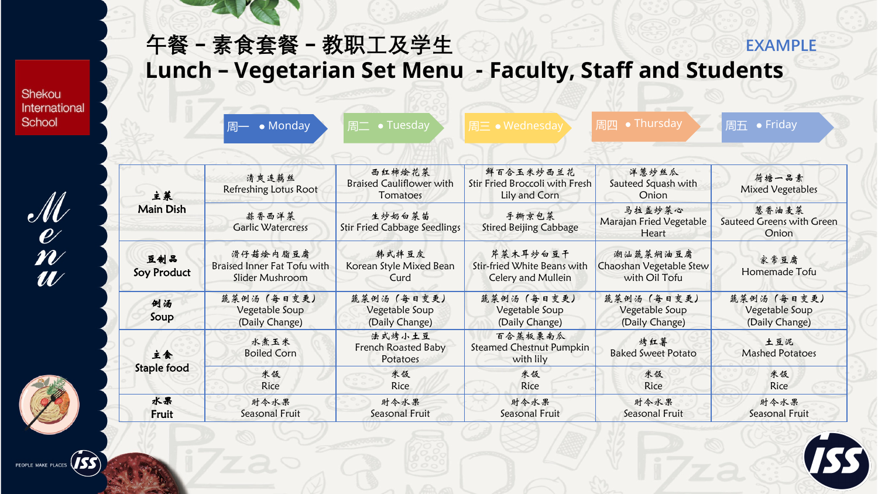# 午餐－素食套餐－教职工及学生

# Lunch – Vegetarian Set Menu - Faculty, Staff and Students

EXAMPLE

Shekou International School

| | 周一 • Monday | 周二 • Tuesday | 周三 • Wednesday | 周四 • Thursday | 周五 • Friday |
|---|---|---|---|---|---|
| 主菜 Main Dish | 清爽莲藕丝 Refreshing Lotus Root | 西红柿烩花菜 Braised Cauliflower with Tomatoes | 鲜百合玉米炒西兰花 Stir Fried Broccoli with Fresh Lily and Corn | 洋葱炒丝瓜 Sauteed Squash with Onion | 荷塘一品素 Mixed Vegetables |
| | 蒜香西洋菜 Garlic Watercress | 生炒奶白菜苗 Stir Fried Cabbage Seedlings | 手撕京包菜 Stired Beijing Cabbage | 马拉盏炒菜心 Marajan Fried Vegetable Heart | 葱香油麦菜 Sauteed Greens with Green Onion |
| 豆制品 Soy Product | 滑仔菇烩内脂豆腐 Braised Inner Fat Tofu with Slider Mushroom | 韩式拌豆皮 Korean Style Mixed Bean Curd | 芹菜木耳炒白豆干 Stir-fried White Beans with Celery and Mullein | 潮汕蔬菜焖油豆腐 Chaoshan Vegetable Stew with Oil Tofu | 家常豆腐 Homemade Tofu |
| 例汤 Soup | 蔬菜例汤（每日变更） Vegetable Soup (Daily Change) | 蔬菜例汤（每日变更） Vegetable Soup (Daily Change) | 蔬菜例汤（每日变更） Vegetable Soup (Daily Change) | 蔬菜例汤（每日变更） Vegetable Soup (Daily Change) | 蔬菜例汤（每日变更） Vegetable Soup (Daily Change) |
| 主食 Staple food | 水煮玉米 Boiled Corn | 法式烤小土豆 French Roasted Baby Potatoes | 百合蒸板栗南瓜 Steamed Chestnut Pumpkin with lily | 烤红薯 Baked Sweet Potato | 土豆泥 Mashed Potatoes |
| | 米饭 Rice | 米饭 Rice | 米饭 Rice | 米饭 Rice | 米饭 Rice |
| 水果 Fruit | 时令水果 Seasonal Fruit | 时令水果 Seasonal Fruit | 时令水果 Seasonal Fruit | 时令水果 Seasonal Fruit | 时令水果 Seasonal Fruit |

Menu

PEOPLE MAKE PLACES ISS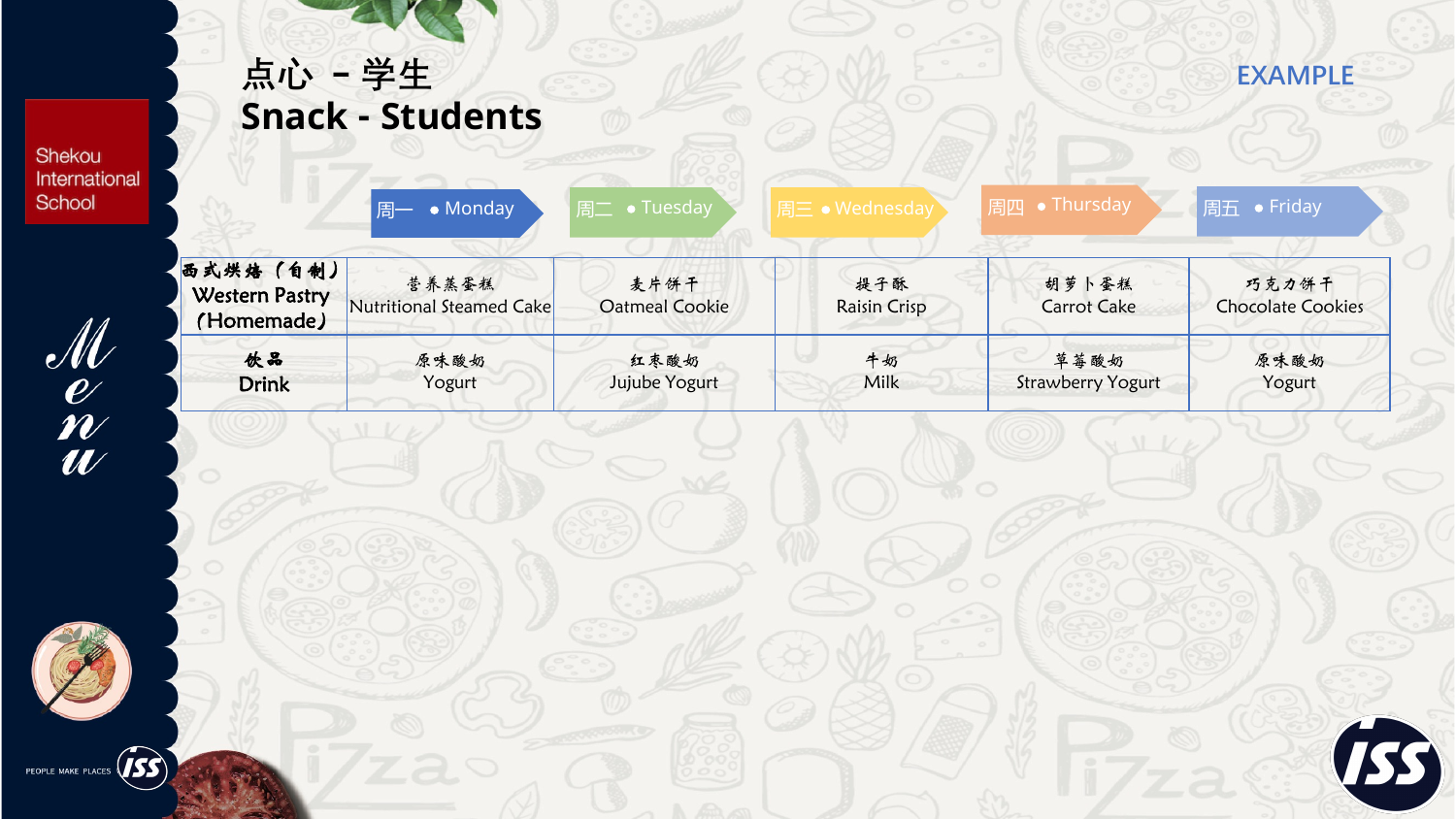Shekou International School

# 点心 – 学生
# Snack - Students

EXAMPLE

| | 周一 • Monday | 周二 • Tuesday | 周三 • Wednesday | 周四 • Thursday | 周五 • Friday |
|---|---|---|---|---|---|
| 西式烘焙（自制）<br>Western Pastry (Homemade) | 营养蒸蛋糕<br>Nutritional Steamed Cake | 麦片饼干<br>Oatmeal Cookie | 提子酥<br>Raisin Crisp | 胡萝卜蛋糕<br>Carrot Cake | 巧克力饼干<br>Chocolate Cookies |
| 饮品<br>Drink | 原味酸奶<br>Yogurt | 红枣酸奶<br>Jujube Yogurt | 牛奶<br>Milk | 草莓酸奶<br>Strawberry Yogurt | 原味酸奶<br>Yogurt |

Menu

PEOPLE MAKE PLACES ISS